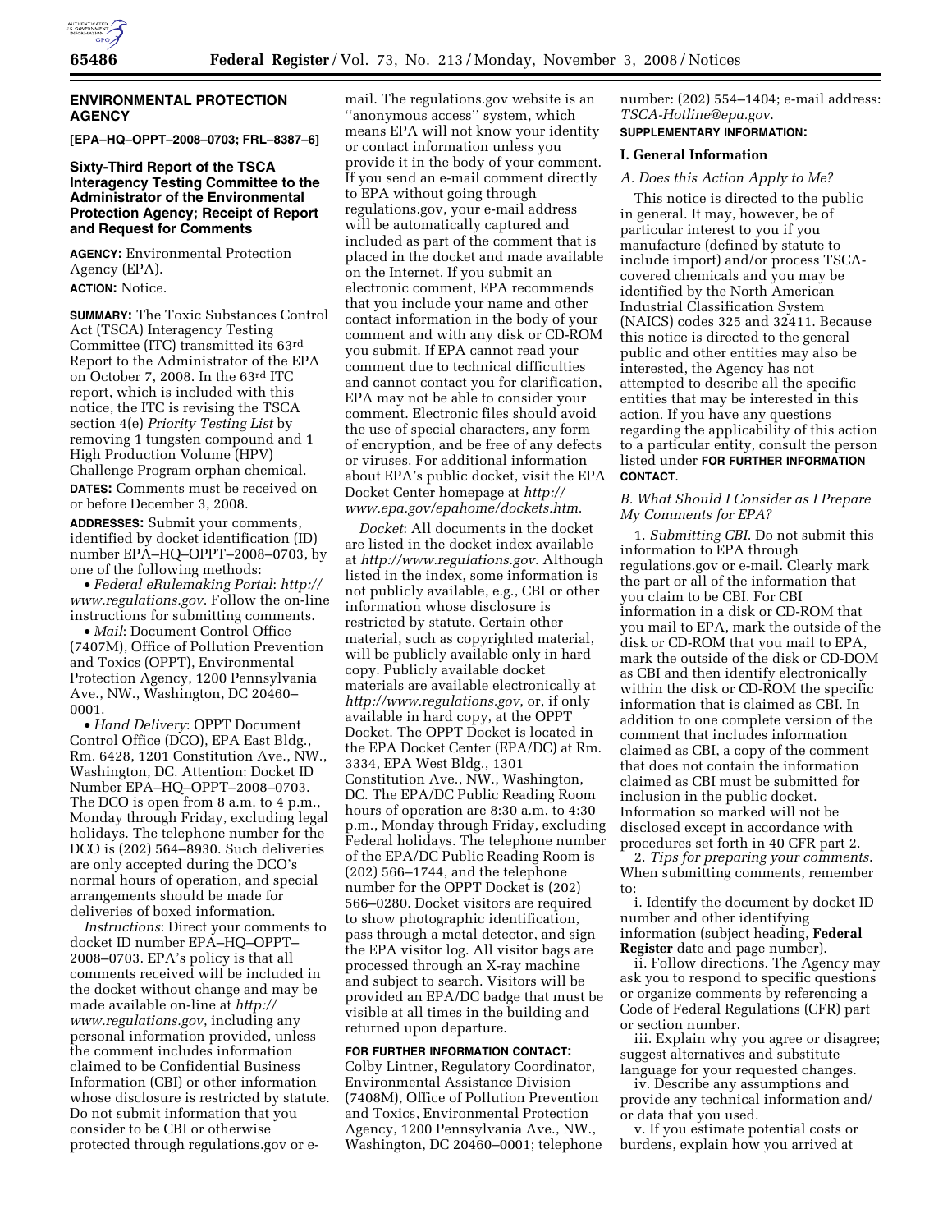## ENVIRONMENTAL PROTECTION AGENCY

**[EPA–HQ–OPPT–2008–0703; FRL–8387–6]**

### Sixty-Third Report of the TSCA Interagency Testing Committee to the Administrator of the Environmental Protection Agency; Receipt of Report and Request for Comments

**AGENCY:** Environmental Protection Agency (EPA).

**ACTION:** Notice.

**SUMMARY:** The Toxic Substances Control Act (TSCA) Interagency Testing Committee (ITC) transmitted its 63rd Report to the Administrator of the EPA on October 7, 2008. In the 63rd ITC report, which is included with this notice, the ITC is revising the TSCA section 4(e) *Priority Testing List* by removing 1 tungsten compound and 1 High Production Volume (HPV) Challenge Program orphan chemical.

**DATES:** Comments must be received on or before December 3, 2008.

**ADDRESSES:** Submit your comments, identified by docket identification (ID) number EPA–HQ–OPPT–2008–0703, by one of the following methods:

- *Federal eRulemaking Portal*: *http://www.regulations.gov*. Follow the on-line instructions for submitting comments.
- *Mail*: Document Control Office (7407M), Office of Pollution Prevention and Toxics (OPPT), Environmental Protection Agency, 1200 Pennsylvania Ave., NW., Washington, DC 20460–0001.
- *Hand Delivery*: OPPT Document Control Office (DCO), EPA East Bldg., Rm. 6428, 1201 Constitution Ave., NW., Washington, DC. Attention: Docket ID Number EPA–HQ–OPPT–2008–0703. The DCO is open from 8 a.m. to 4 p.m., Monday through Friday, excluding legal holidays. The telephone number for the DCO is (202) 564–8930. Such deliveries are only accepted during the DCO's normal hours of operation, and special arrangements should be made for deliveries of boxed information.

*Instructions*: Direct your comments to docket ID number EPA–HQ–OPPT–2008–0703. EPA's policy is that all comments received will be included in the docket without change and may be made available on-line at *http://www.regulations.gov*, including any personal information provided, unless the comment includes information claimed to be Confidential Business Information (CBI) or other information whose disclosure is restricted by statute. Do not submit information that you consider to be CBI or otherwise protected through regulations.gov or e-mail. The regulations.gov website is an ''anonymous access'' system, which means EPA will not know your identity or contact information unless you provide it in the body of your comment. If you send an e-mail comment directly to EPA without going through regulations.gov, your e-mail address will be automatically captured and included as part of the comment that is placed in the docket and made available on the Internet. If you submit an electronic comment, EPA recommends that you include your name and other contact information in the body of your comment and with any disk or CD-ROM you submit. If EPA cannot read your comment due to technical difficulties and cannot contact you for clarification, EPA may not be able to consider your comment. Electronic files should avoid the use of special characters, any form of encryption, and be free of any defects or viruses. For additional information about EPA's public docket, visit the EPA Docket Center homepage at *http://www.epa.gov/epahome/dockets.htm*.

*Docket*: All documents in the docket are listed in the docket index available at *http://www.regulations.gov*. Although listed in the index, some information is not publicly available, e.g., CBI or other information whose disclosure is restricted by statute. Certain other material, such as copyrighted material, will be publicly available only in hard copy. Publicly available docket materials are available electronically at *http://www.regulations.gov*, or, if only available in hard copy, at the OPPT Docket. The OPPT Docket is located in the EPA Docket Center (EPA/DC) at Rm. 3334, EPA West Bldg., 1301 Constitution Ave., NW., Washington, DC. The EPA/DC Public Reading Room hours of operation are 8:30 a.m. to 4:30 p.m., Monday through Friday, excluding Federal holidays. The telephone number of the EPA/DC Public Reading Room is (202) 566–1744, and the telephone number for the OPPT Docket is (202) 566–0280. Docket visitors are required to show photographic identification, pass through a metal detector, and sign the EPA visitor log. All visitor bags are processed through an X-ray machine and subject to search. Visitors will be provided an EPA/DC badge that must be visible at all times in the building and returned upon departure.

**FOR FURTHER INFORMATION CONTACT:** Colby Lintner, Regulatory Coordinator, Environmental Assistance Division (7408M), Office of Pollution Prevention and Toxics, Environmental Protection Agency, 1200 Pennsylvania Ave., NW., Washington, DC 20460–0001; telephone number: (202) 554–1404; e-mail address: *TSCA-Hotline@epa.gov*.

**SUPPLEMENTARY INFORMATION:**

### I. General Information

#### *A. Does this Action Apply to Me?*

This notice is directed to the public in general. It may, however, be of particular interest to you if you manufacture (defined by statute to include import) and/or process TSCA-covered chemicals and you may be identified by the North American Industrial Classification System (NAICS) codes 325 and 32411. Because this notice is directed to the general public and other entities may also be interested, the Agency has not attempted to describe all the specific entities that may be interested in this action. If you have any questions regarding the applicability of this action to a particular entity, consult the person listed under **FOR FURTHER INFORMATION CONTACT**.

#### *B. What Should I Consider as I Prepare My Comments for EPA?*

1. *Submitting CBI*. Do not submit this information to EPA through regulations.gov or e-mail. Clearly mark the part or all of the information that you claim to be CBI. For CBI information in a disk or CD-ROM that you mail to EPA, mark the outside of the disk or CD-ROM that you mail to EPA, mark the outside of the disk or CD-DOM as CBI and then identify electronically within the disk or CD-ROM the specific information that is claimed as CBI. In addition to one complete version of the comment that includes information claimed as CBI, a copy of the comment that does not contain the information claimed as CBI must be submitted for inclusion in the public docket. Information so marked will not be disclosed except in accordance with procedures set forth in 40 CFR part 2.

2. *Tips for preparing your comments*. When submitting comments, remember to:

i. Identify the document by docket ID number and other identifying information (subject heading, **Federal Register** date and page number).

ii. Follow directions. The Agency may ask you to respond to specific questions or organize comments by referencing a Code of Federal Regulations (CFR) part or section number.

iii. Explain why you agree or disagree; suggest alternatives and substitute language for your requested changes.

iv. Describe any assumptions and provide any technical information and/or data that you used.

v. If you estimate potential costs or burdens, explain how you arrived at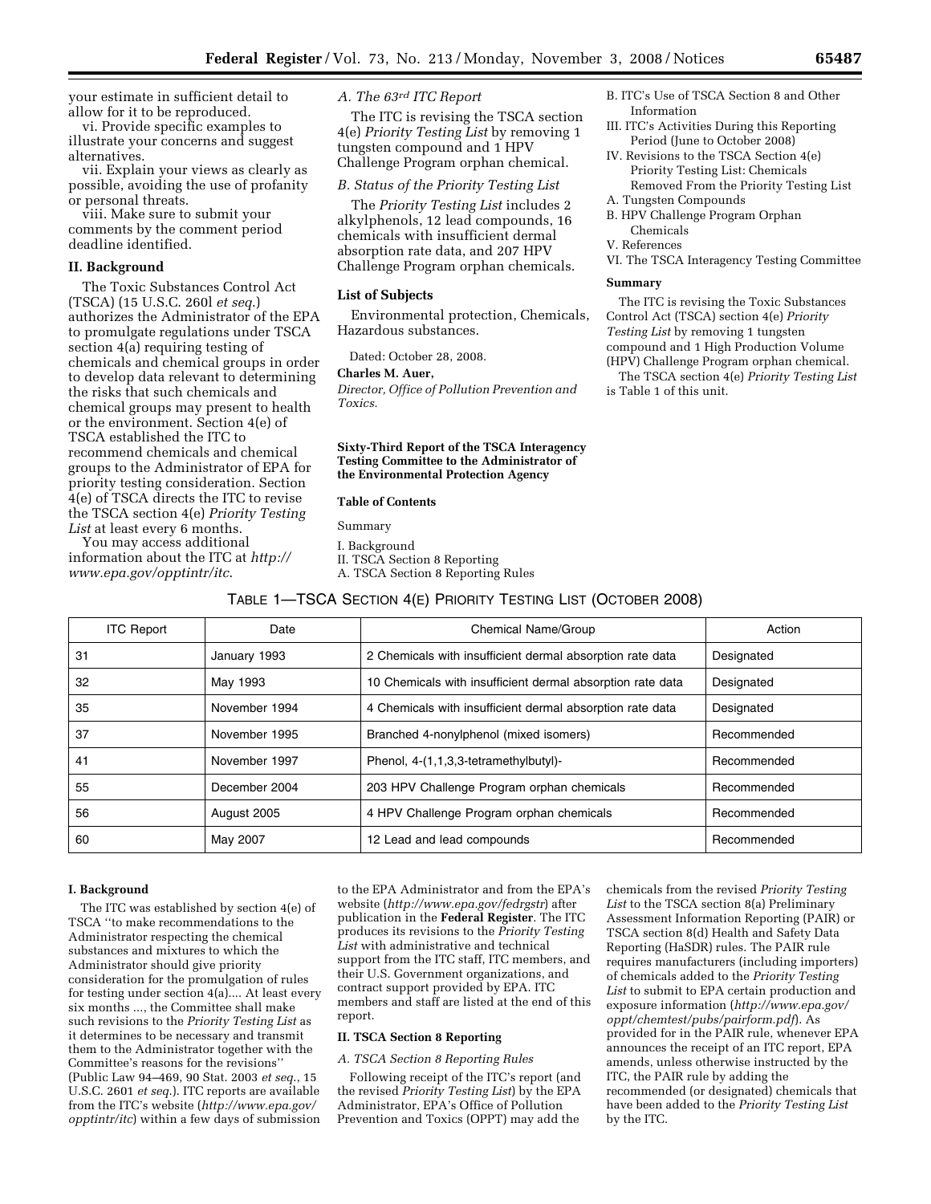your estimate in sufficient detail to allow for it to be reproduced.

vi. Provide specific examples to illustrate your concerns and suggest alternatives.

vii. Explain your views as clearly as possible, avoiding the use of profanity or personal threats.

viii. Make sure to submit your comments by the comment period deadline identified.

### II. Background

The Toxic Substances Control Act (TSCA) (15 U.S.C. 260l *et seq.*) authorizes the Administrator of the EPA to promulgate regulations under TSCA section 4(a) requiring testing of chemicals and chemical groups in order to develop data relevant to determining the risks that such chemicals and chemical groups may present to health or the environment. Section 4(e) of TSCA established the ITC to recommend chemicals and chemical groups to the Administrator of EPA for priority testing consideration. Section 4(e) of TSCA directs the ITC to revise the TSCA section 4(e) *Priority Testing List* at least every 6 months.

You may access additional information about the ITC at *http://www.epa.gov/opptintr/itc*.

*A. The 63rd ITC Report*

The ITC is revising the TSCA section 4(e) *Priority Testing List* by removing 1 tungsten compound and 1 HPV Challenge Program orphan chemical.

*B. Status of the Priority Testing List*

The *Priority Testing List* includes 2 alkylphenols, 12 lead compounds, 16 chemicals with insufficient dermal absorption rate data, and 207 HPV Challenge Program orphan chemicals.

### List of Subjects

Environmental protection, Chemicals, Hazardous substances.

Dated: October 28, 2008.

**Charles M. Auer,**

*Director, Office of Pollution Prevention and Toxics.*

**Sixty-Third Report of the TSCA Interagency Testing Committee to the Administrator of the Environmental Protection Agency**

**Table of Contents**

Summary

I. Background

II. TSCA Section 8 Reporting

A. TSCA Section 8 Reporting Rules

B. ITC's Use of TSCA Section 8 and Other Information

III. ITC's Activities During this Reporting Period (June to October 2008)

IV. Revisions to the TSCA Section 4(e) Priority Testing List: Chemicals Removed From the Priority Testing List

A. Tungsten Compounds

B. HPV Challenge Program Orphan Chemicals

V. References

VI. The TSCA Interagency Testing Committee

**Summary**

The ITC is revising the Toxic Substances Control Act (TSCA) section 4(e) *Priority Testing List* by removing 1 tungsten compound and 1 High Production Volume (HPV) Challenge Program orphan chemical.

The TSCA section 4(e) *Priority Testing List* is Table 1 of this unit.

TABLE 1—TSCA SECTION 4(E) PRIORITY TESTING LIST (OCTOBER 2008)

| ITC Report | Date | Chemical Name/Group | Action |
|---|---|---|---|
| 31 | January 1993 | 2 Chemicals with insufficient dermal absorption rate data | Designated |
| 32 | May 1993 | 10 Chemicals with insufficient dermal absorption rate data | Designated |
| 35 | November 1994 | 4 Chemicals with insufficient dermal absorption rate data | Designated |
| 37 | November 1995 | Branched 4-nonylphenol (mixed isomers) | Recommended |
| 41 | November 1997 | Phenol, 4-(1,1,3,3-tetramethylbutyl)- | Recommended |
| 55 | December 2004 | 203 HPV Challenge Program orphan chemicals | Recommended |
| 56 | August 2005 | 4 HPV Challenge Program orphan chemicals | Recommended |
| 60 | May 2007 | 12 Lead and lead compounds | Recommended |

### I. Background

The ITC was established by section 4(e) of TSCA ''to make recommendations to the Administrator respecting the chemical substances and mixtures to which the Administrator should give priority consideration for the promulgation of rules for testing under section 4(a).... At least every six months ..., the Committee shall make such revisions to the *Priority Testing List* as it determines to be necessary and transmit them to the Administrator together with the Committee's reasons for the revisions'' (Public Law 94–469, 90 Stat. 2003 *et seq.*, 15 U.S.C. 2601 *et seq.*). ITC reports are available from the ITC's website (*http://www.epa.gov/opptintr/itc*) within a few days of submission to the EPA Administrator and from the EPA's website (*http://www.epa.gov/fedrgstr*) after publication in the **Federal Register**. The ITC produces its revisions to the *Priority Testing List* with administrative and technical support from the ITC staff, ITC members, and their U.S. Government organizations, and contract support provided by EPA. ITC members and staff are listed at the end of this report.

### II. TSCA Section 8 Reporting

*A. TSCA Section 8 Reporting Rules*

Following receipt of the ITC's report (and the revised *Priority Testing List*) by the EPA Administrator, EPA's Office of Pollution Prevention and Toxics (OPPT) may add the chemicals from the revised *Priority Testing List* to the TSCA section 8(a) Preliminary Assessment Information Reporting (PAIR) or TSCA section 8(d) Health and Safety Data Reporting (HaSDR) rules. The PAIR rule requires manufacturers (including importers) of chemicals added to the *Priority Testing List* to submit to EPA certain production and exposure information (*http://www.epa.gov/oppt/chemtest/pubs/pairform.pdf*). As provided for in the PAIR rule, whenever EPA announces the receipt of an ITC report, EPA amends, unless otherwise instructed by the ITC, the PAIR rule by adding the recommended (or designated) chemicals that have been added to the *Priority Testing List* by the ITC.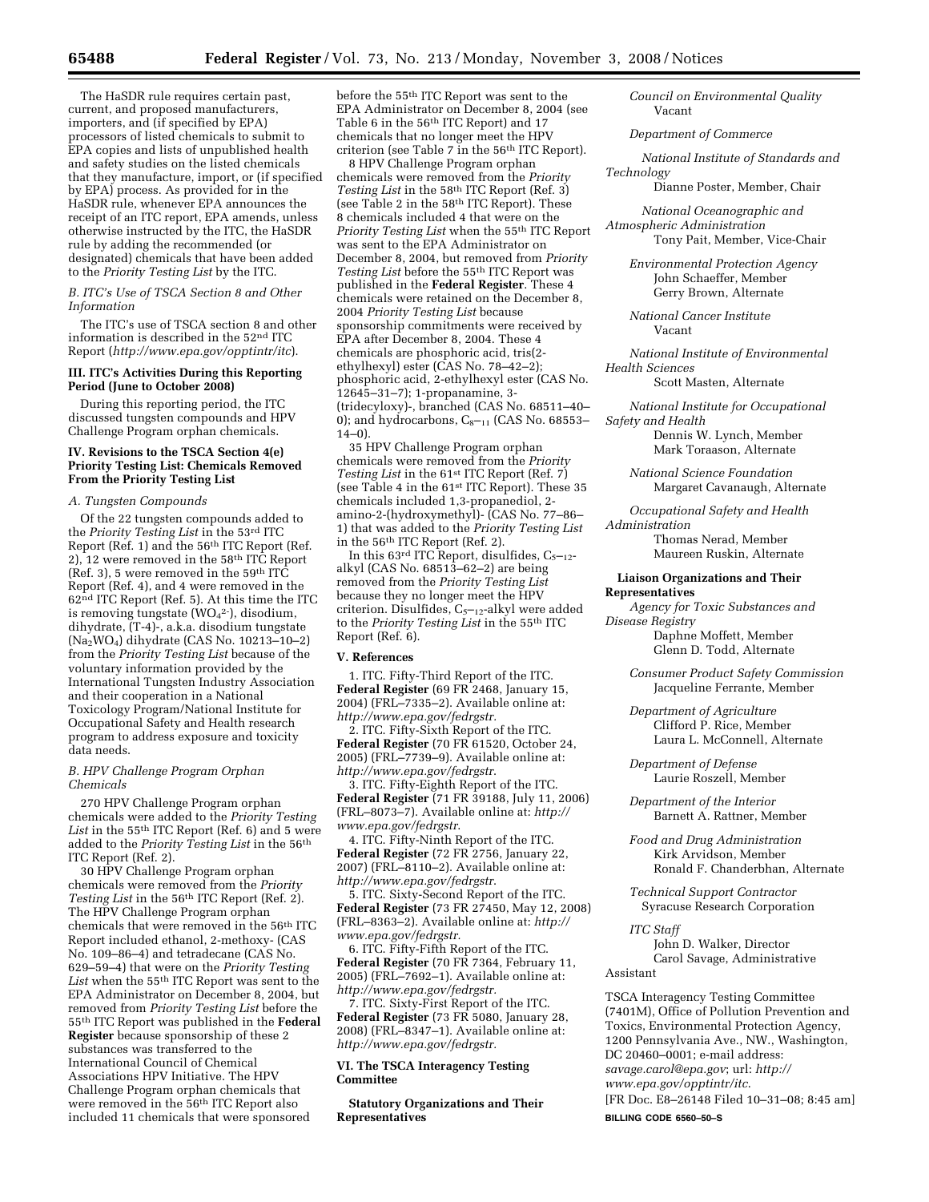The HaSDR rule requires certain past, current, and proposed manufacturers, importers, and (if specified by EPA) processors of listed chemicals to submit to EPA copies and lists of unpublished health and safety studies on the listed chemicals that they manufacture, import, or (if specified by EPA) process. As provided for in the HaSDR rule, whenever EPA announces the receipt of an ITC report, EPA amends, unless otherwise instructed by the ITC, the HaSDR rule by adding the recommended (or designated) chemicals that have been added to the *Priority Testing List* by the ITC.

### B. ITC's Use of TSCA Section 8 and Other Information

The ITC's use of TSCA section 8 and other information is described in the 52nd ITC Report (*http://www.epa.gov/opptintr/itc*).

## III. ITC's Activities During this Reporting Period (June to October 2008)

During this reporting period, the ITC discussed tungsten compounds and HPV Challenge Program orphan chemicals.

## IV. Revisions to the TSCA Section 4(e) Priority Testing List: Chemicals Removed From the Priority Testing List

### A. Tungsten Compounds

Of the 22 tungsten compounds added to the *Priority Testing List* in the 53rd ITC Report (Ref. 1) and the 56th ITC Report (Ref. 2), 12 were removed in the 58th ITC Report (Ref. 3), 5 were removed in the 59th ITC Report (Ref. 4), and 4 were removed in the 62nd ITC Report (Ref. 5). At this time the ITC is removing tungstate ($WO_4^{2-}$), disodium, dihydrate, (T-4)-, a.k.a. disodium tungstate ($Na_2WO_4$) dihydrate (CAS No. 10213–10–2) from the *Priority Testing List* because of the voluntary information provided by the International Tungsten Industry Association and their cooperation in a National Toxicology Program/National Institute for Occupational Safety and Health research program to address exposure and toxicity data needs.

### B. HPV Challenge Program Orphan Chemicals

270 HPV Challenge Program orphan chemicals were added to the *Priority Testing List* in the 55th ITC Report (Ref. 6) and 5 were added to the *Priority Testing List* in the 56th ITC Report (Ref. 2).

30 HPV Challenge Program orphan chemicals were removed from the *Priority Testing List* in the 56th ITC Report (Ref. 2). The HPV Challenge Program orphan chemicals that were removed in the 56th ITC Report included ethanol, 2-methoxy- (CAS No. 109–86–4) and tetradecane (CAS No. 629–59–4) that were on the *Priority Testing List* when the 55th ITC Report was sent to the EPA Administrator on December 8, 2004, but removed from *Priority Testing List* before the 55th ITC Report was published in the **Federal Register** because sponsorship of these 2 substances was transferred to the International Council of Chemical Associations HPV Initiative. The HPV Challenge Program orphan chemicals that were removed in the 56th ITC Report also included 11 chemicals that were sponsored before the 55th ITC Report was sent to the EPA Administrator on December 8, 2004 (see Table 6 in the 56th ITC Report) and 17 chemicals that no longer meet the HPV criterion (see Table 7 in the 56th ITC Report).

8 HPV Challenge Program orphan chemicals were removed from the *Priority Testing List* in the 58th ITC Report (Ref. 3) (see Table 2 in the 58th ITC Report). These 8 chemicals included 4 that were on the *Priority Testing List* when the 55th ITC Report was sent to the EPA Administrator on December 8, 2004, but removed from *Priority Testing List* before the 55th ITC Report was published in the **Federal Register**. These 4 chemicals were retained on the December 8, 2004 *Priority Testing List* because sponsorship commitments were received by EPA after December 8, 2004. These 4 chemicals are phosphoric acid, tris(2-ethylhexyl) ester (CAS No. 78–42–2); phosphoric acid, 2-ethylhexyl ester (CAS No. 12645–31–7); 1-propanamine, 3-(tridecyloxy)-, branched (CAS No. 68511–40–0); and hydrocarbons, $C_{8-11}$ (CAS No. 68553–14–0).

35 HPV Challenge Program orphan chemicals were removed from the *Priority Testing List* in the 61st ITC Report (Ref. 7) (see Table 4 in the 61st ITC Report). These 35 chemicals included 1,3-propanediol, 2-amino-2-(hydroxymethyl)- (CAS No. 77–86–1) that was added to the *Priority Testing List* in the 56th ITC Report (Ref. 2).

In this 63rd ITC Report, disulfides, $C_{5-12}$-alkyl (CAS No. 68513–62–2) are being removed from the *Priority Testing List* because they no longer meet the HPV criterion. Disulfides, $C_{5-12}$-alkyl were added to the *Priority Testing List* in the 55th ITC Report (Ref. 6).

## V. References

1. ITC. Fifty-Third Report of the ITC. **Federal Register** (69 FR 2468, January 15, 2004) (FRL–7335–2). Available online at: *http://www.epa.gov/fedrgstr*.

2. ITC. Fifty-Sixth Report of the ITC. **Federal Register** (70 FR 61520, October 24, 2005) (FRL–7739–9). Available online at: *http://www.epa.gov/fedrgstr*.

3. ITC. Fifty-Eighth Report of the ITC. **Federal Register** (71 FR 39188, July 11, 2006) (FRL–8073–7). Available online at: *http://www.epa.gov/fedrgstr*.

4. ITC. Fifty-Ninth Report of the ITC. **Federal Register** (72 FR 2756, January 22, 2007) (FRL–8110–2). Available online at: *http://www.epa.gov/fedrgstr*.

5. ITC. Sixty-Second Report of the ITC. **Federal Register** (73 FR 27450, May 12, 2008) (FRL–8363–2). Available online at: *http://www.epa.gov/fedrgstr*.

6. ITC. Fifty-Fifth Report of the ITC. **Federal Register** (70 FR 7364, February 11, 2005) (FRL–7692–1). Available online at: *http://www.epa.gov/fedrgstr*.

7. ITC. Sixty-First Report of the ITC. **Federal Register** (73 FR 5080, January 28, 2008) (FRL–8347–1). Available online at: *http://www.epa.gov/fedrgstr*.

## VI. The TSCA Interagency Testing Committee

**Statutory Organizations and Their Representatives**

*Council on Environmental Quality*
Vacant

*Department of Commerce*

*National Institute of Standards and Technology*
Dianne Poster, Member, Chair

*National Oceanographic and Atmospheric Administration*
Tony Pait, Member, Vice-Chair

*Environmental Protection Agency*
John Schaeffer, Member
Gerry Brown, Alternate

*National Cancer Institute*
Vacant

*National Institute of Environmental Health Sciences*
Scott Masten, Alternate

*National Institute for Occupational Safety and Health*
Dennis W. Lynch, Member
Mark Toraason, Alternate

*National Science Foundation*
Margaret Cavanaugh, Alternate

*Occupational Safety and Health Administration*
Thomas Nerad, Member
Maureen Ruskin, Alternate

**Liaison Organizations and Their Representatives**

*Agency for Toxic Substances and Disease Registry*
Daphne Moffett, Member
Glenn D. Todd, Alternate

*Consumer Product Safety Commission*
Jacqueline Ferrante, Member

*Department of Agriculture*
Clifford P. Rice, Member
Laura L. McConnell, Alternate

*Department of Defense*
Laurie Roszell, Member

*Department of the Interior*
Barnett A. Rattner, Member

*Food and Drug Administration*
Kirk Arvidson, Member
Ronald F. Chanderbhan, Alternate

*Technical Support Contractor*
Syracuse Research Corporation

*ITC Staff*
John D. Walker, Director
Carol Savage, Administrative Assistant

TSCA Interagency Testing Committee (7401M), Office of Pollution Prevention and Toxics, Environmental Protection Agency, 1200 Pennsylvania Ave., NW., Washington, DC 20460–0001; e-mail address: *savage.carol@epa.gov*; url: *http://www.epa.gov/opptintr/itc*.

[FR Doc. E8–26148 Filed 10–31–08; 8:45 am]

**BILLING CODE 6560–50–S**